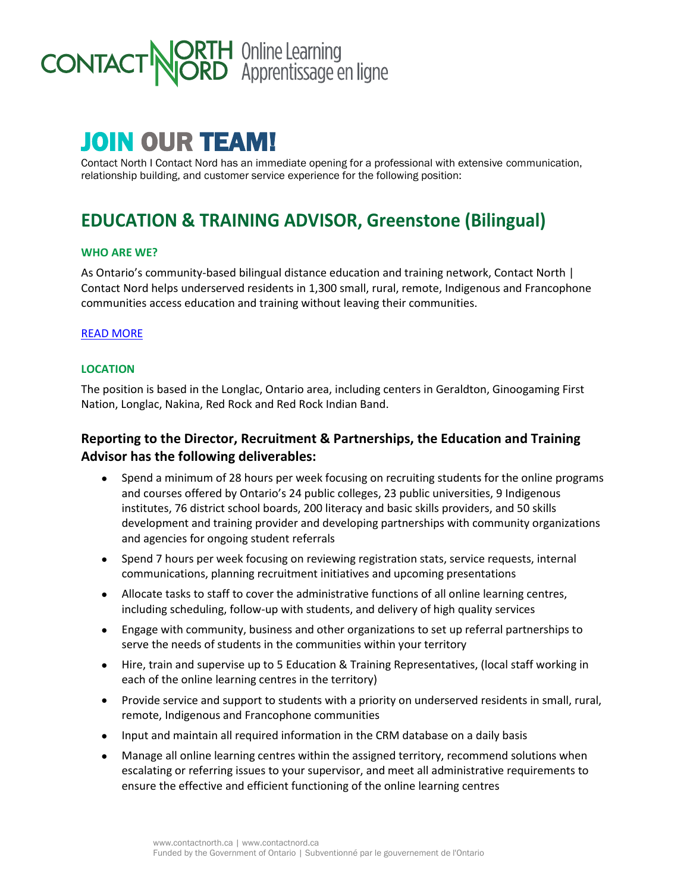CONTACT NORTH | NORD Online Learning | Apprentissage en ligne

# JOIN OUR TEAM!

Contact North I Contact Nord has an immediate opening for a professional with extensive communication, relationship building, and customer service experience for the following position:

# EDUCATION & TRAINING ADVISOR, Greenstone (Bilingual)

### WHO ARE WE?

As Ontario's community-based bilingual distance education and training network, Contact North | Contact Nord helps underserved residents in 1,300 small, rural, remote, Indigenous and Francophone communities access education and training without leaving their communities.

READ MORE

### LOCATION

The position is based in the Longlac, Ontario area, including centers in Geraldton, Ginoogaming First Nation, Longlac, Nakina, Red Rock and Red Rock Indian Band.

### Reporting to the Director, Recruitment & Partnerships, the Education and Training Advisor has the following deliverables:

- Spend a minimum of 28 hours per week focusing on recruiting students for the online programs and courses offered by Ontario's 24 public colleges, 23 public universities, 9 Indigenous institutes, 76 district school boards, 200 literacy and basic skills providers, and 50 skills development and training provider and developing partnerships with community organizations and agencies for ongoing student referrals
- Spend 7 hours per week focusing on reviewing registration stats, service requests, internal communications, planning recruitment initiatives and upcoming presentations
- Allocate tasks to staff to cover the administrative functions of all online learning centres, including scheduling, follow-up with students, and delivery of high quality services
- Engage with community, business and other organizations to set up referral partnerships to serve the needs of students in the communities within your territory
- Hire, train and supervise up to 5 Education & Training Representatives, (local staff working in each of the online learning centres in the territory)
- Provide service and support to students with a priority on underserved residents in small, rural, remote, Indigenous and Francophone communities
- Input and maintain all required information in the CRM database on a daily basis
- Manage all online learning centres within the assigned territory, recommend solutions when escalating or referring issues to your supervisor, and meet all administrative requirements to ensure the effective and efficient functioning of the online learning centres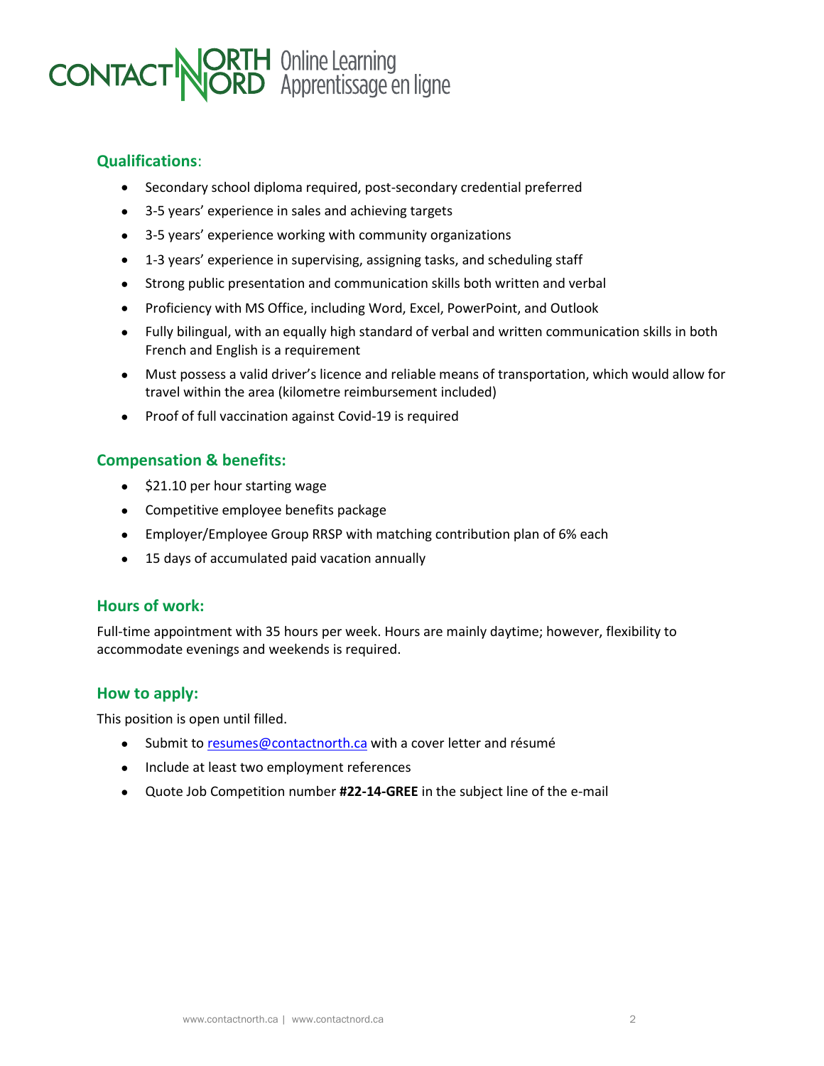## Qualifications:

- Secondary school diploma required, post-secondary credential preferred
- 3-5 years' experience in sales and achieving targets
- 3-5 years' experience working with community organizations
- 1-3 years' experience in supervising, assigning tasks, and scheduling staff
- Strong public presentation and communication skills both written and verbal
- Proficiency with MS Office, including Word, Excel, PowerPoint, and Outlook
- Fully bilingual, with an equally high standard of verbal and written communication skills in both French and English is a requirement
- Must possess a valid driver's licence and reliable means of transportation, which would allow for travel within the area (kilometre reimbursement included)
- Proof of full vaccination against Covid-19 is required

## Compensation & benefits:

- $21.10 per hour starting wage
- Competitive employee benefits package
- Employer/Employee Group RRSP with matching contribution plan of 6% each
- 15 days of accumulated paid vacation annually

## Hours of work:

Full-time appointment with 35 hours per week. Hours are mainly daytime; however, flexibility to accommodate evenings and weekends is required.

## How to apply:

This position is open until filled.

- Submit to resumes@contactnorth.ca with a cover letter and résumé
- Include at least two employment references
- Quote Job Competition number **#22-14-GREE** in the subject line of the e-mail